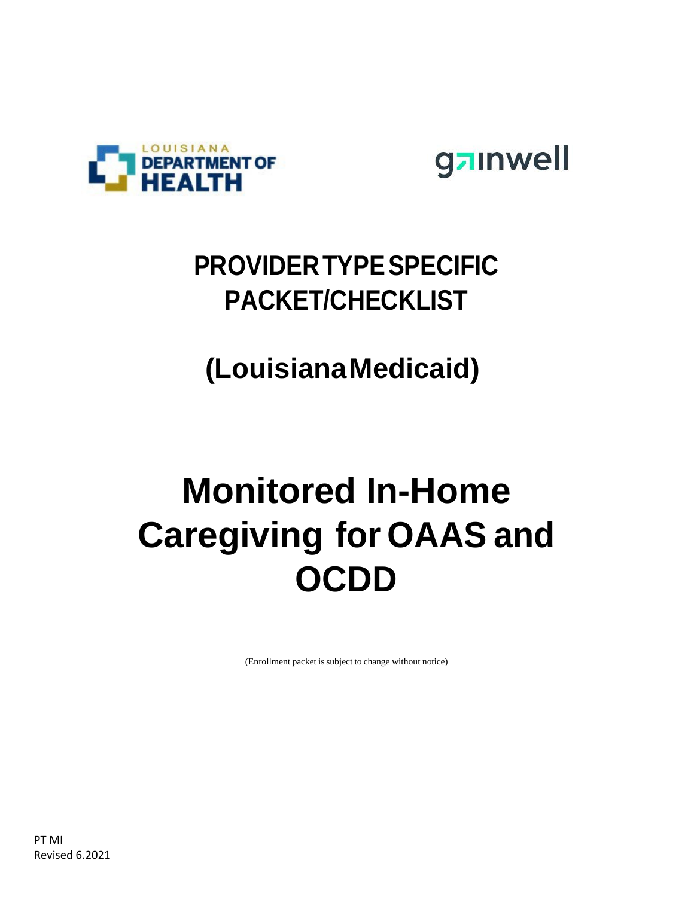LOUISIANA DEPARTMENT OF HEALTH

gainwell

# PROVIDER TYPE SPECIFIC PACKET/CHECKLIST

## (Louisiana Medicaid)

# Monitored In-Home Caregiving for OAAS and OCDD

(Enrollment packet is subject to change without notice)

PT MI
Revised 6.2021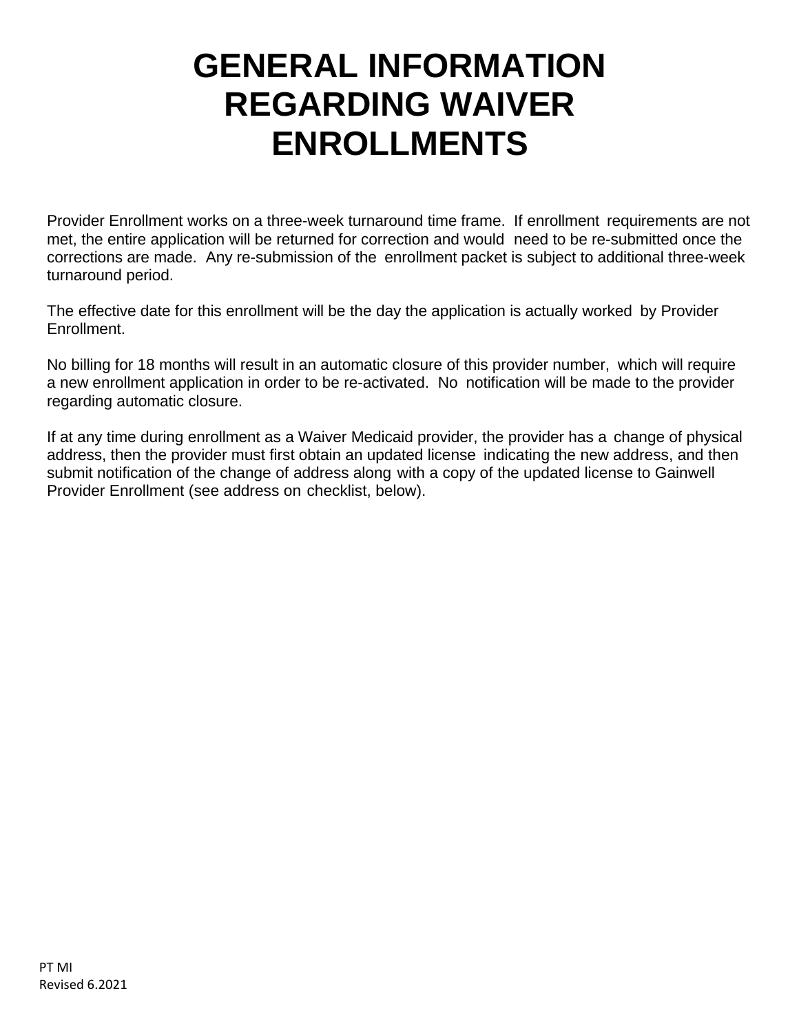# GENERAL INFORMATION REGARDING WAIVER ENROLLMENTS

Provider Enrollment works on a three-week turnaround time frame. If enrollment requirements are not met, the entire application will be returned for correction and would need to be re-submitted once the corrections are made. Any re-submission of the enrollment packet is subject to additional three-week turnaround period.

The effective date for this enrollment will be the day the application is actually worked by Provider Enrollment.

No billing for 18 months will result in an automatic closure of this provider number, which will require a new enrollment application in order to be re-activated. No notification will be made to the provider regarding automatic closure.

If at any time during enrollment as a Waiver Medicaid provider, the provider has a change of physical address, then the provider must first obtain an updated license indicating the new address, and then submit notification of the change of address along with a copy of the updated license to Gainwell Provider Enrollment (see address on checklist, below).

PT MI
Revised 6.2021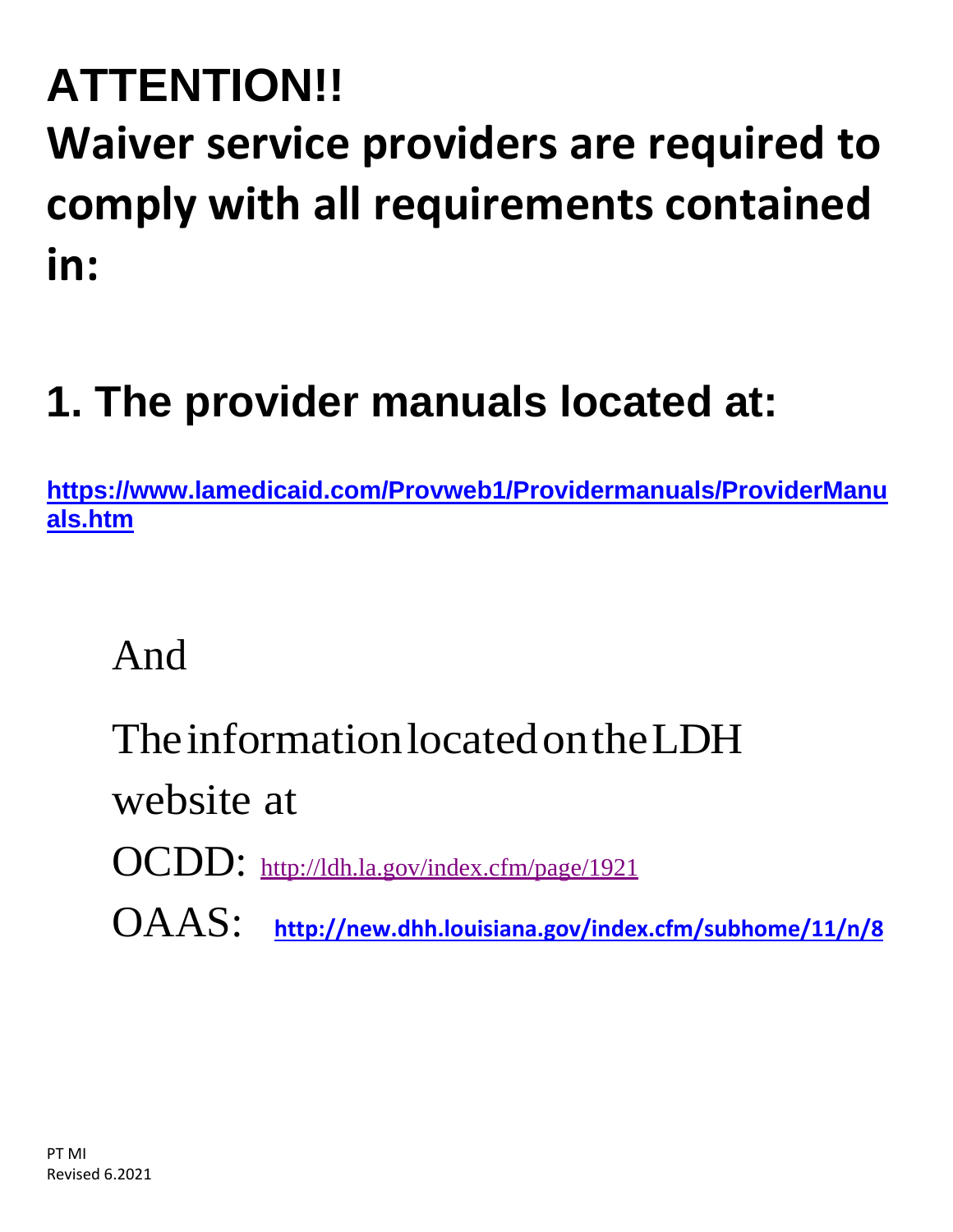# ATTENTION!!

# Waiver service providers are required to comply with all requirements contained in:

## 1. The provider manuals located at:

**https://www.lamedicaid.com/Provweb1/Providermanuals/ProviderManuals.htm**

And

The information located on the LDH website at

OCDD: http://ldh.la.gov/index.cfm/page/1921

OAAS: **http://new.dhh.louisiana.gov/index.cfm/subhome/11/n/8**

PT MI
Revised 6.2021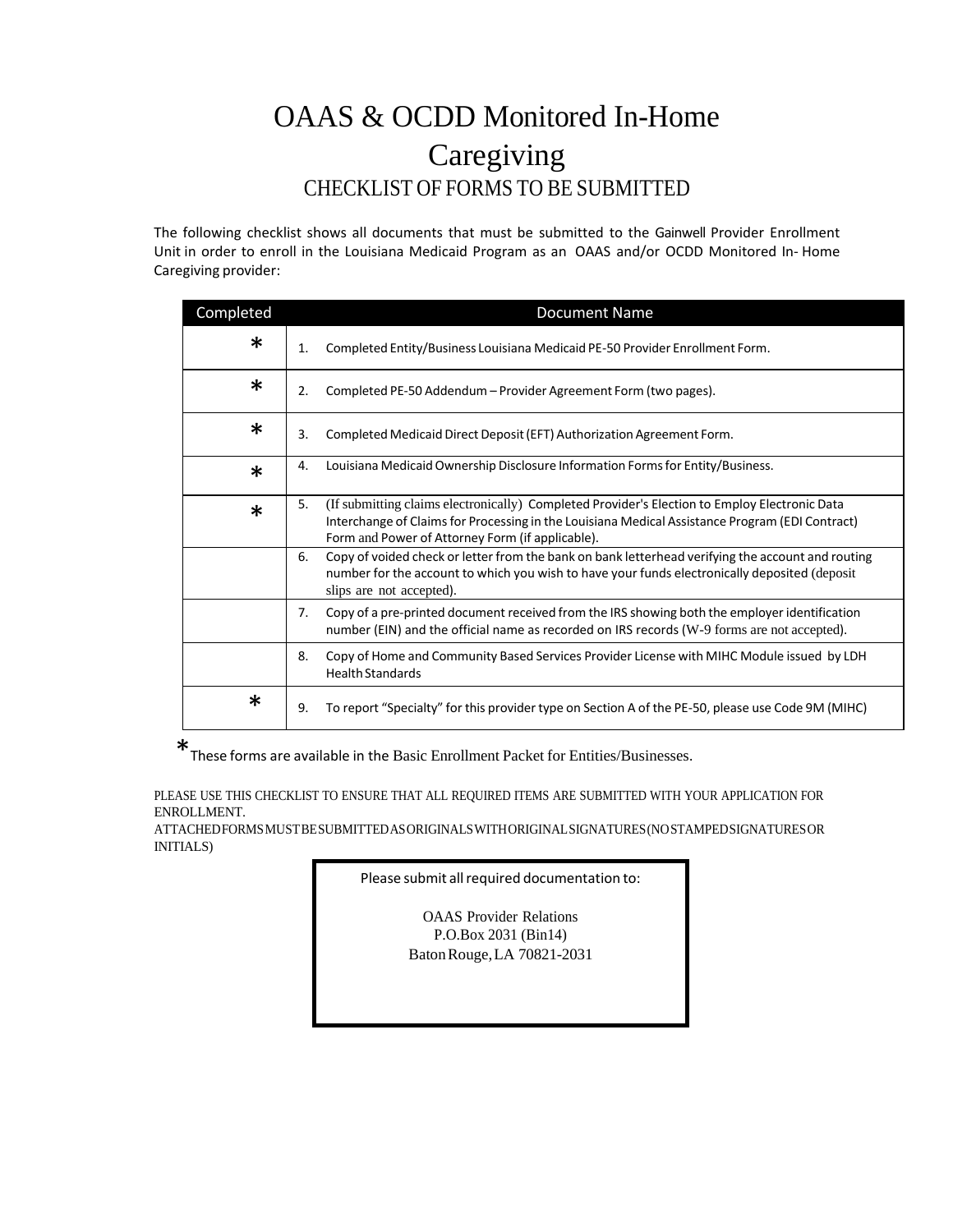# OAAS & OCDD Monitored In-Home Caregiving

## CHECKLIST OF FORMS TO BE SUBMITTED

The following checklist shows all documents that must be submitted to the Gainwell Provider Enrollment Unit in order to enroll in the Louisiana Medicaid Program as an OAAS and/or OCDD Monitored In- Home Caregiving provider:

| Completed | Document Name |
|---|---|
| * | 1. Completed Entity/Business Louisiana Medicaid PE-50 Provider Enrollment Form. |
| * | 2. Completed PE-50 Addendum – Provider Agreement Form (two pages). |
| * | 3. Completed Medicaid Direct Deposit (EFT) Authorization Agreement Form. |
| * | 4. Louisiana Medicaid Ownership Disclosure Information Forms for Entity/Business. |
| * | 5. (If submitting claims electronically) Completed Provider's Election to Employ Electronic Data Interchange of Claims for Processing in the Louisiana Medical Assistance Program (EDI Contract) Form and Power of Attorney Form (if applicable). |
| | 6. Copy of voided check or letter from the bank on bank letterhead verifying the account and routing number for the account to which you wish to have your funds electronically deposited (deposit slips are not accepted). |
| | 7. Copy of a pre-printed document received from the IRS showing both the employer identification number (EIN) and the official name as recorded on IRS records (W-9 forms are not accepted). |
| | 8. Copy of Home and Community Based Services Provider License with MIHC Module issued by LDH Health Standards |
| * | 9. To report "Specialty" for this provider type on Section A of the PE-50, please use Code 9M (MIHC) |

*These forms are available in the Basic Enrollment Packet for Entities/Businesses.

PLEASE USE THIS CHECKLIST TO ENSURE THAT ALL REQUIRED ITEMS ARE SUBMITTED WITH YOUR APPLICATION FOR ENROLLMENT.
ATTACHED FORMS MUST BE SUBMITTED AS ORIGINALS WITH ORIGINAL SIGNATURES (NO STAMPED SIGNATURES OR INITIALS)

Please submit all required documentation to:

OAAS Provider Relations
P.O.Box 2031 (Bin14)
Baton Rouge, LA 70821-2031